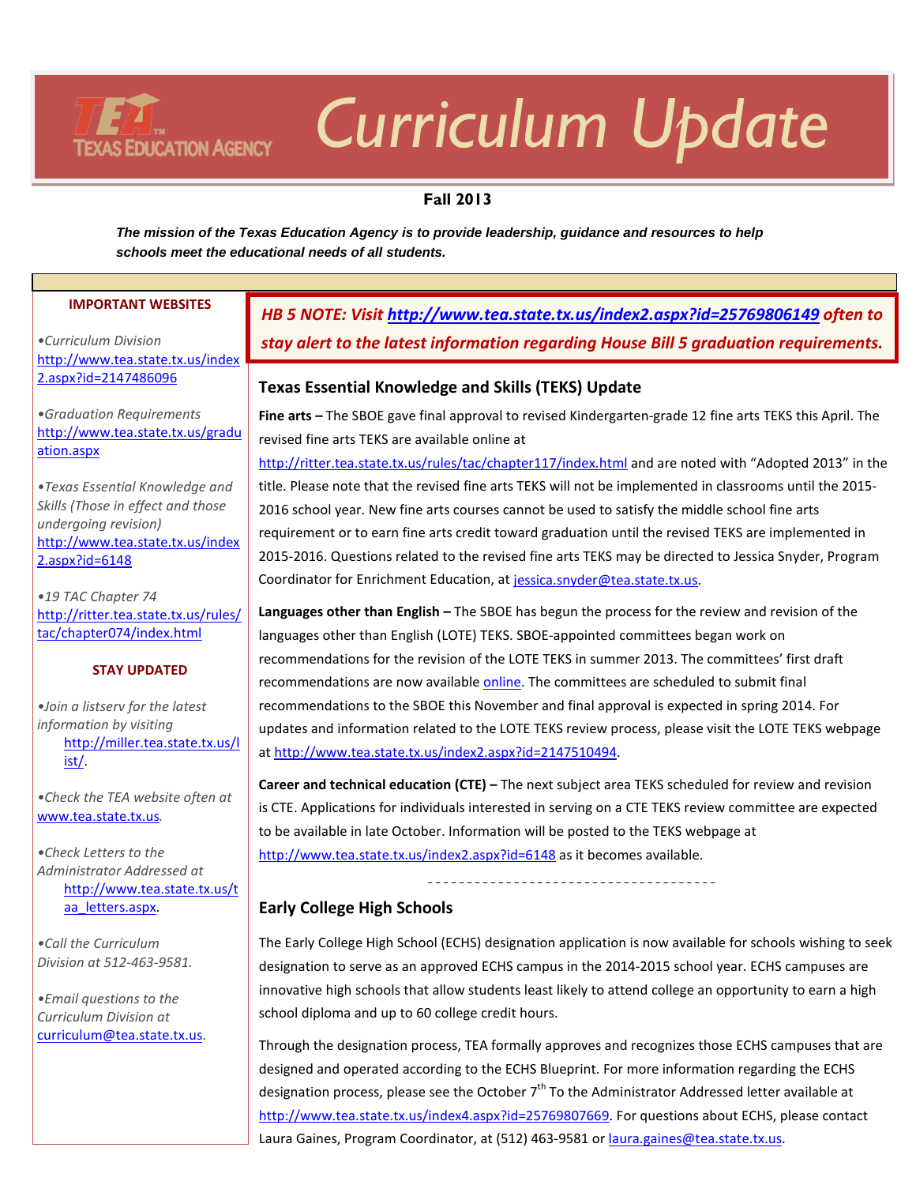# Curriculum Update

**Fall 2013**

***The mission of the Texas Education Agency is to provide leadership, guidance and resources to help schools meet the educational needs of all students.***

**IMPORTANT WEBSITES**

- *Curriculum Division* http://www.tea.state.tx.us/index2.aspx?id=2147486096
- *Graduation Requirements* http://www.tea.state.tx.us/graduation.aspx
- *Texas Essential Knowledge and Skills (Those in effect and those undergoing revision)* http://www.tea.state.tx.us/index2.aspx?id=6148
- *19 TAC Chapter 74* http://ritter.tea.state.tx.us/rules/tac/chapter074/index.html

**STAY UPDATED**

- *Join a listserv for the latest information by visiting* http://miller.tea.state.tx.us/list/.
- *Check the TEA website often at* www.tea.state.tx.us.
- *Check Letters to the Administrator Addressed at* http://www.tea.state.tx.us/taa_letters.aspx.
- *Call the Curriculum Division at 512-463-9581.*
- *Email questions to the Curriculum Division at* curriculum@tea.state.tx.us.

***HB 5 NOTE: Visit http://www.tea.state.tx.us/index2.aspx?id=25769806149 often to stay alert to the latest information regarding House Bill 5 graduation requirements.***

## Texas Essential Knowledge and Skills (TEKS) Update

**Fine arts –** The SBOE gave final approval to revised Kindergarten-grade 12 fine arts TEKS this April. The revised fine arts TEKS are available online at http://ritter.tea.state.tx.us/rules/tac/chapter117/index.html and are noted with "Adopted 2013" in the title. Please note that the revised fine arts TEKS will not be implemented in classrooms until the 2015-2016 school year. New fine arts courses cannot be used to satisfy the middle school fine arts requirement or to earn fine arts credit toward graduation until the revised TEKS are implemented in 2015-2016. Questions related to the revised fine arts TEKS may be directed to Jessica Snyder, Program Coordinator for Enrichment Education, at jessica.snyder@tea.state.tx.us.

**Languages other than English –** The SBOE has begun the process for the review and revision of the languages other than English (LOTE) TEKS. SBOE-appointed committees began work on recommendations for the revision of the LOTE TEKS in summer 2013. The committees' first draft recommendations are now available online. The committees are scheduled to submit final recommendations to the SBOE this November and final approval is expected in spring 2014. For updates and information related to the LOTE TEKS review process, please visit the LOTE TEKS webpage at http://www.tea.state.tx.us/index2.aspx?id=2147510494.

**Career and technical education (CTE) –** The next subject area TEKS scheduled for review and revision is CTE. Applications for individuals interested in serving on a CTE TEKS review committee are expected to be available in late October. Information will be posted to the TEKS webpage at http://www.tea.state.tx.us/index2.aspx?id=6148 as it becomes available.

---

## Early College High Schools

The Early College High School (ECHS) designation application is now available for schools wishing to seek designation to serve as an approved ECHS campus in the 2014-2015 school year. ECHS campuses are innovative high schools that allow students least likely to attend college an opportunity to earn a high school diploma and up to 60 college credit hours.

Through the designation process, TEA formally approves and recognizes those ECHS campuses that are designed and operated according to the ECHS Blueprint. For more information regarding the ECHS designation process, please see the October 7th To the Administrator Addressed letter available at http://www.tea.state.tx.us/index4.aspx?id=25769807669. For questions about ECHS, please contact Laura Gaines, Program Coordinator, at (512) 463-9581 or laura.gaines@tea.state.tx.us.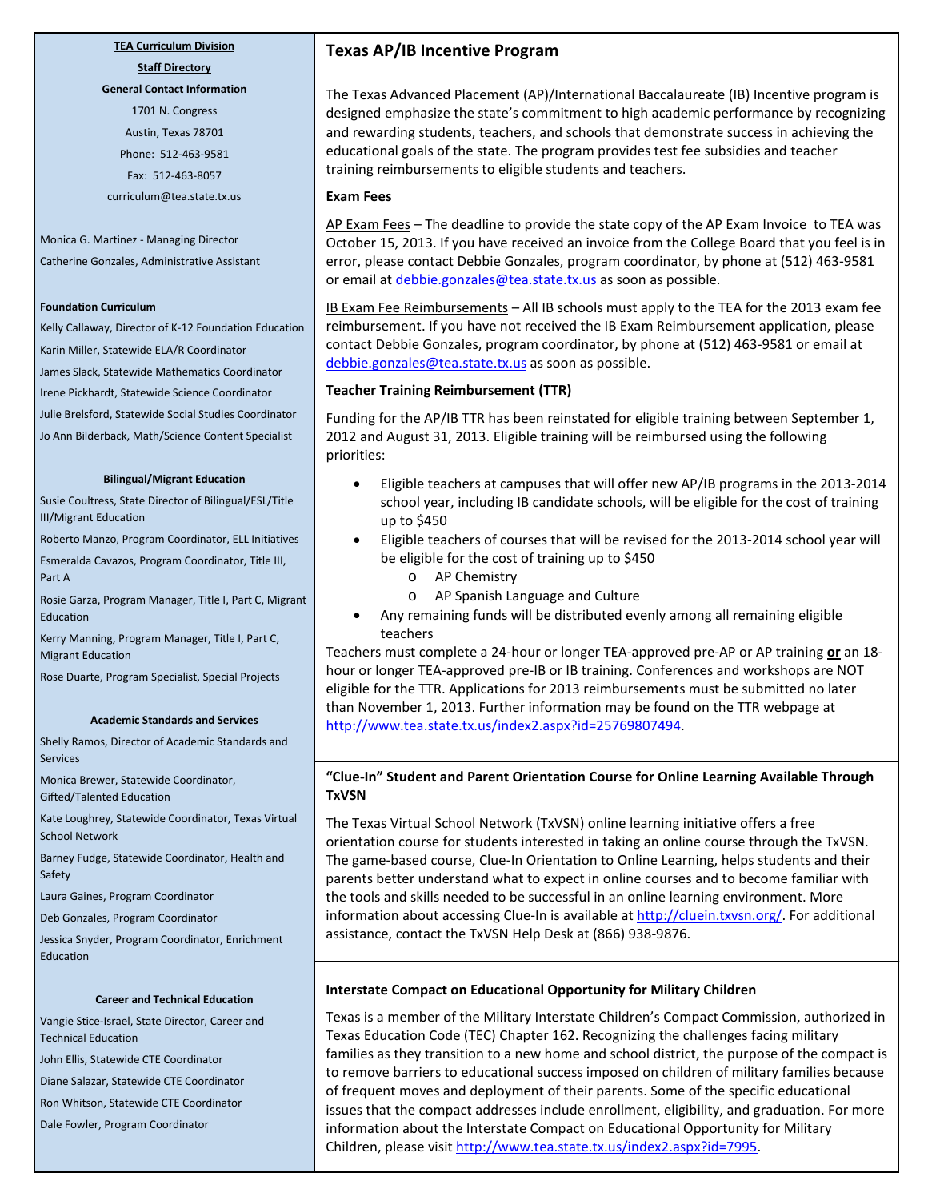**TEA Curriculum Division**

**Staff Directory**

**General Contact Information**

1701 N. Congress

Austin, Texas 78701

Phone: 512-463-9581

Fax: 512-463-8057

curriculum@tea.state.tx.us

Monica G. Martinez - Managing Director

Catherine Gonzales, Administrative Assistant

**Foundation Curriculum**

Kelly Callaway, Director of K-12 Foundation Education

Karin Miller, Statewide ELA/R Coordinator

James Slack, Statewide Mathematics Coordinator

Irene Pickhardt, Statewide Science Coordinator

Julie Brelsford, Statewide Social Studies Coordinator

Jo Ann Bilderback, Math/Science Content Specialist

**Bilingual/Migrant Education**

Susie Coultress, State Director of Bilingual/ESL/Title III/Migrant Education

Roberto Manzo, Program Coordinator, ELL Initiatives

Esmeralda Cavazos, Program Coordinator, Title III, Part A

Rosie Garza, Program Manager, Title I, Part C, Migrant Education

Kerry Manning, Program Manager, Title I, Part C, Migrant Education

Rose Duarte, Program Specialist, Special Projects

**Academic Standards and Services**

Shelly Ramos, Director of Academic Standards and Services

Monica Brewer, Statewide Coordinator, Gifted/Talented Education

Kate Loughrey, Statewide Coordinator, Texas Virtual School Network

Barney Fudge, Statewide Coordinator, Health and Safety

Laura Gaines, Program Coordinator

Deb Gonzales, Program Coordinator

Jessica Snyder, Program Coordinator, Enrichment Education

**Career and Technical Education**

Vangie Stice-Israel, State Director, Career and Technical Education

John Ellis, Statewide CTE Coordinator

Diane Salazar, Statewide CTE Coordinator

Ron Whitson, Statewide CTE Coordinator

Dale Fowler, Program Coordinator

## Texas AP/IB Incentive Program

The Texas Advanced Placement (AP)/International Baccalaureate (IB) Incentive program is designed emphasize the state's commitment to high academic performance by recognizing and rewarding students, teachers, and schools that demonstrate success in achieving the educational goals of the state. The program provides test fee subsidies and teacher training reimbursements to eligible students and teachers.

**Exam Fees**

AP Exam Fees – The deadline to provide the state copy of the AP Exam Invoice to TEA was October 15, 2013. If you have received an invoice from the College Board that you feel is in error, please contact Debbie Gonzales, program coordinator, by phone at (512) 463-9581 or email at debbie.gonzales@tea.state.tx.us as soon as possible.

IB Exam Fee Reimbursements – All IB schools must apply to the TEA for the 2013 exam fee reimbursement. If you have not received the IB Exam Reimbursement application, please contact Debbie Gonzales, program coordinator, by phone at (512) 463-9581 or email at debbie.gonzales@tea.state.tx.us as soon as possible.

**Teacher Training Reimbursement (TTR)**

Funding for the AP/IB TTR has been reinstated for eligible training between September 1, 2012 and August 31, 2013. Eligible training will be reimbursed using the following priorities:

- Eligible teachers at campuses that will offer new AP/IB programs in the 2013-2014 school year, including IB candidate schools, will be eligible for the cost of training up to $450
- Eligible teachers of courses that will be revised for the 2013-2014 school year will be eligible for the cost of training up to $450
  - AP Chemistry
  - AP Spanish Language and Culture
- Any remaining funds will be distributed evenly among all remaining eligible teachers

Teachers must complete a 24-hour or longer TEA-approved pre-AP or AP training **or** an 18-hour or longer TEA-approved pre-IB or IB training. Conferences and workshops are NOT eligible for the TTR. Applications for 2013 reimbursements must be submitted no later than November 1, 2013. Further information may be found on the TTR webpage at http://www.tea.state.tx.us/index2.aspx?id=25769807494.

### "Clue-In" Student and Parent Orientation Course for Online Learning Available Through TxVSN

The Texas Virtual School Network (TxVSN) online learning initiative offers a free orientation course for students interested in taking an online course through the TxVSN. The game-based course, Clue-In Orientation to Online Learning, helps students and their parents better understand what to expect in online courses and to become familiar with the tools and skills needed to be successful in an online learning environment. More information about accessing Clue-In is available at http://cluein.txvsn.org/. For additional assistance, contact the TxVSN Help Desk at (866) 938-9876.

### Interstate Compact on Educational Opportunity for Military Children

Texas is a member of the Military Interstate Children's Compact Commission, authorized in Texas Education Code (TEC) Chapter 162. Recognizing the challenges facing military families as they transition to a new home and school district, the purpose of the compact is to remove barriers to educational success imposed on children of military families because of frequent moves and deployment of their parents. Some of the specific educational issues that the compact addresses include enrollment, eligibility, and graduation. For more information about the Interstate Compact on Educational Opportunity for Military Children, please visit http://www.tea.state.tx.us/index2.aspx?id=7995.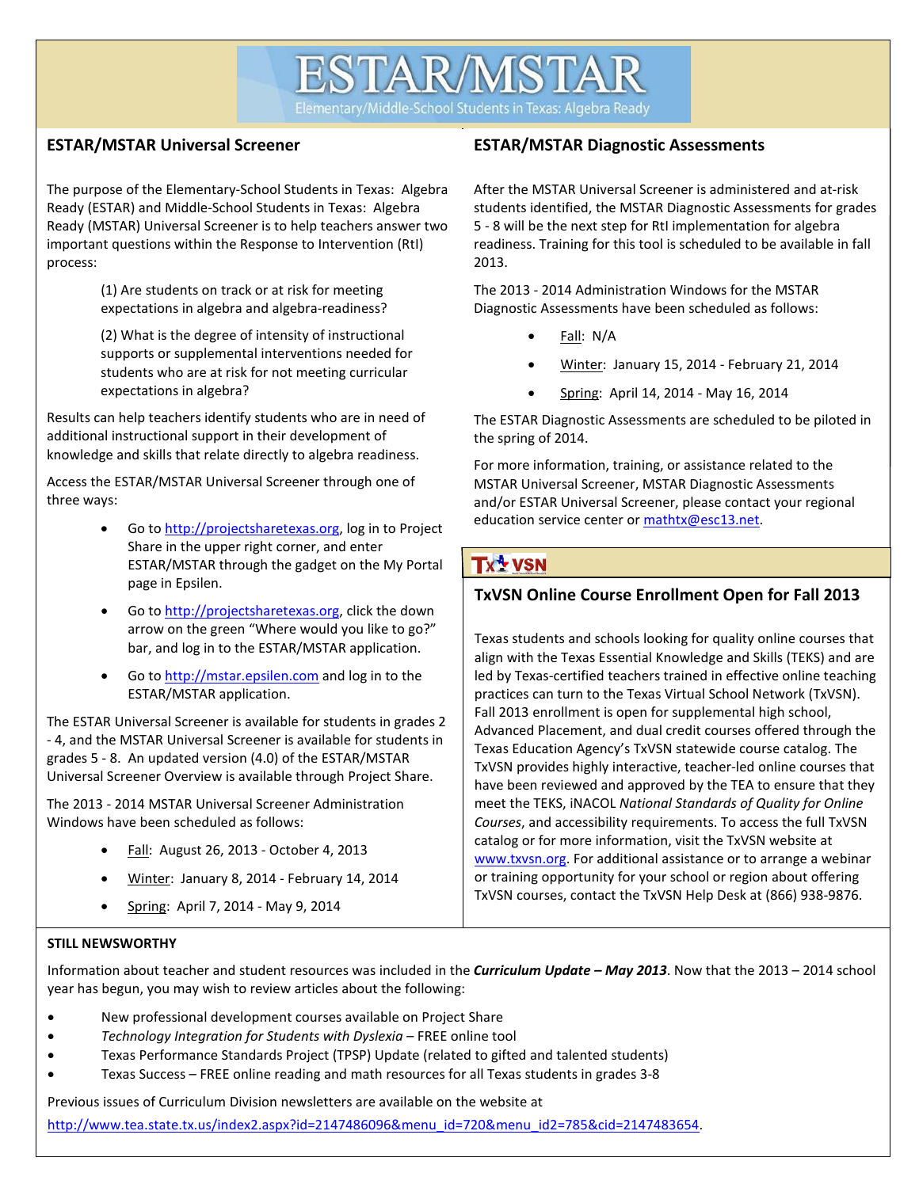# ESTAR/MSTAR

Elementary/Middle-School Students in Texas: Algebra Ready

## ESTAR/MSTAR Universal Screener

The purpose of the Elementary-School Students in Texas: Algebra Ready (ESTAR) and Middle-School Students in Texas: Algebra Ready (MSTAR) Universal Screener is to help teachers answer two important questions within the Response to Intervention (RtI) process:

> (1) Are students on track or at risk for meeting expectations in algebra and algebra-readiness?
>
> (2) What is the degree of intensity of instructional supports or supplemental interventions needed for students who are at risk for not meeting curricular expectations in algebra?

Results can help teachers identify students who are in need of additional instructional support in their development of knowledge and skills that relate directly to algebra readiness.

Access the ESTAR/MSTAR Universal Screener through one of three ways:

- Go to http://projectsharetexas.org, log in to Project Share in the upper right corner, and enter ESTAR/MSTAR through the gadget on the My Portal page in Epsilen.
- Go to http://projectsharetexas.org, click the down arrow on the green "Where would you like to go?" bar, and log in to the ESTAR/MSTAR application.
- Go to http://mstar.epsilen.com and log in to the ESTAR/MSTAR application.

The ESTAR Universal Screener is available for students in grades 2 - 4, and the MSTAR Universal Screener is available for students in grades 5 - 8. An updated version (4.0) of the ESTAR/MSTAR Universal Screener Overview is available through Project Share.

The 2013 - 2014 MSTAR Universal Screener Administration Windows have been scheduled as follows:

- Fall: August 26, 2013 - October 4, 2013
- Winter: January 8, 2014 - February 14, 2014
- Spring: April 7, 2014 - May 9, 2014

## ESTAR/MSTAR Diagnostic Assessments

After the MSTAR Universal Screener is administered and at-risk students identified, the MSTAR Diagnostic Assessments for grades 5 - 8 will be the next step for RtI implementation for algebra readiness. Training for this tool is scheduled to be available in fall 2013.

The 2013 - 2014 Administration Windows for the MSTAR Diagnostic Assessments have been scheduled as follows:

- Fall: N/A
- Winter: January 15, 2014 - February 21, 2014
- Spring: April 14, 2014 - May 16, 2014

The ESTAR Diagnostic Assessments are scheduled to be piloted in the spring of 2014.

For more information, training, or assistance related to the MSTAR Universal Screener, MSTAR Diagnostic Assessments and/or ESTAR Universal Screener, please contact your regional education service center or mathtx@esc13.net.

TxVSN

## TxVSN Online Course Enrollment Open for Fall 2013

Texas students and schools looking for quality online courses that align with the Texas Essential Knowledge and Skills (TEKS) and are led by Texas-certified teachers trained in effective online teaching practices can turn to the Texas Virtual School Network (TxVSN). Fall 2013 enrollment is open for supplemental high school, Advanced Placement, and dual credit courses offered through the Texas Education Agency's TxVSN statewide course catalog. The TxVSN provides highly interactive, teacher-led online courses that have been reviewed and approved by the TEA to ensure that they meet the TEKS, iNACOL *National Standards of Quality for Online Courses*, and accessibility requirements. To access the full TxVSN catalog or for more information, visit the TxVSN website at www.txvsn.org. For additional assistance or to arrange a webinar or training opportunity for your school or region about offering TxVSN courses, contact the TxVSN Help Desk at (866) 938-9876.

## STILL NEWSWORTHY

Information about teacher and student resources was included in the ***Curriculum Update – May 2013***. Now that the 2013 – 2014 school year has begun, you may wish to review articles about the following:

- New professional development courses available on Project Share
- *Technology Integration for Students with Dyslexia* – FREE online tool
- Texas Performance Standards Project (TPSP) Update (related to gifted and talented students)
- Texas Success – FREE online reading and math resources for all Texas students in grades 3-8

Previous issues of Curriculum Division newsletters are available on the website at http://www.tea.state.tx.us/index2.aspx?id=2147486096&menu_id=720&menu_id2=785&cid=2147483654.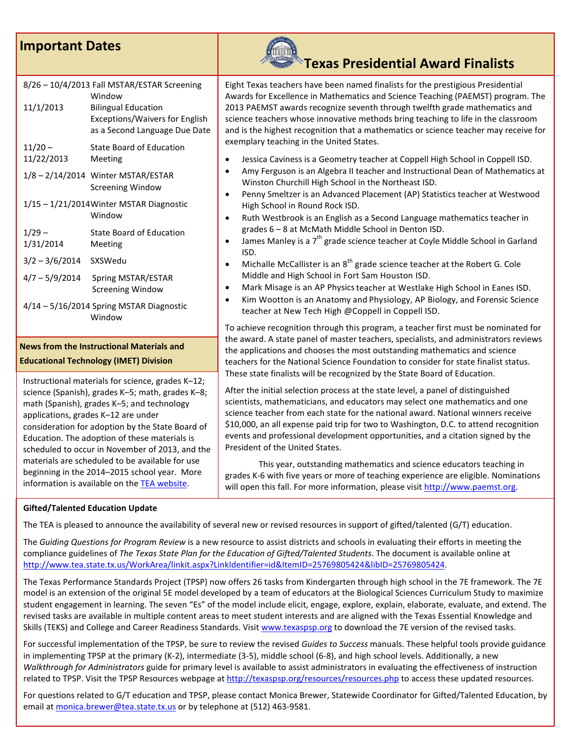## Important Dates

| | |
|---|---|
| 8/26 – 10/4/2013 | Fall MSTAR/ESTAR Screening Window |
| 11/1/2013 | Bilingual Education Exceptions/Waivers for English as a Second Language Due Date |
| 11/20 – 11/22/2013 | State Board of Education Meeting |
| 1/8 – 2/14/2014 | Winter MSTAR/ESTAR Screening Window |
| 1/15 – 1/21/2014 | Winter MSTAR Diagnostic Window |
| 1/29 – 1/31/2014 | State Board of Education Meeting |
| 3/2 – 3/6/2014 | SXSWedu |
| 4/7 – 5/9/2014 | Spring MSTAR/ESTAR Screening Window |
| 4/14 – 5/16/2014 | Spring MSTAR Diagnostic Window |

### News from the Instructional Materials and Educational Technology (IMET) Division

Instructional materials for science, grades K–12; science (Spanish), grades K–5; math, grades K–8; math (Spanish), grades K–5; and technology applications, grades K–12 are under consideration for adoption by the State Board of Education. The adoption of these materials is scheduled to occur in November of 2013, and the materials are scheduled to be available for use beginning in the 2014–2015 school year. More information is available on the TEA website.

## Texas Presidential Award Finalists

Eight Texas teachers have been named finalists for the prestigious Presidential Awards for Excellence in Mathematics and Science Teaching (PAEMST) program. The 2013 PAEMST awards recognize seventh through twelfth grade mathematics and science teachers whose innovative methods bring teaching to life in the classroom and is the highest recognition that a mathematics or science teacher may receive for exemplary teaching in the United States.

- Jessica Caviness is a Geometry teacher at Coppell High School in Coppell ISD.
- Amy Ferguson is an Algebra II teacher and Instructional Dean of Mathematics at Winston Churchill High School in the Northeast ISD.
- Penny Smeltzer is an Advanced Placement (AP) Statistics teacher at Westwood High School in Round Rock ISD.
- Ruth Westbrook is an English as a Second Language mathematics teacher in grades 6 – 8 at McMath Middle School in Denton ISD.
- James Manley is a 7th grade science teacher at Coyle Middle School in Garland ISD.
- Michalle McCallister is an 8th grade science teacher at the Robert G. Cole Middle and High School in Fort Sam Houston ISD.
- Mark Misage is an AP Physics teacher at Westlake High School in Eanes ISD.
- Kim Wootton is an Anatomy and Physiology, AP Biology, and Forensic Science teacher at New Tech High @Coppell in Coppell ISD.

To achieve recognition through this program, a teacher first must be nominated for the award. A state panel of master teachers, specialists, and administrators reviews the applications and chooses the most outstanding mathematics and science teachers for the National Science Foundation to consider for state finalist status. These state finalists will be recognized by the State Board of Education.

After the initial selection process at the state level, a panel of distinguished scientists, mathematicians, and educators may select one mathematics and one science teacher from each state for the national award. National winners receive $10,000, an all expense paid trip for two to Washington, D.C. to attend recognition events and professional development opportunities, and a citation signed by the President of the United States.

This year, outstanding mathematics and science educators teaching in grades K-6 with five years or more of teaching experience are eligible. Nominations will open this fall. For more information, please visit http://www.paemst.org.

### Gifted/Talented Education Update

The TEA is pleased to announce the availability of several new or revised resources in support of gifted/talented (G/T) education.

The *Guiding Questions for Program Review* is a new resource to assist districts and schools in evaluating their efforts in meeting the compliance guidelines of *The Texas State Plan for the Education of Gifted/Talented Students*. The document is available online at http://www.tea.state.tx.us/WorkArea/linkit.aspx?LinkIdentifier=id&ItemID=25769805424&libID=25769805424.

The Texas Performance Standards Project (TPSP) now offers 26 tasks from Kindergarten through high school in the 7E framework. The 7E model is an extension of the original 5E model developed by a team of educators at the Biological Sciences Curriculum Study to maximize student engagement in learning. The seven "Es" of the model include elicit, engage, explore, explain, elaborate, evaluate, and extend. The revised tasks are available in multiple content areas to meet student interests and are aligned with the Texas Essential Knowledge and Skills (TEKS) and College and Career Readiness Standards. Visit www.texaspsp.org to download the 7E version of the revised tasks.

For successful implementation of the TPSP, be sure to review the revised *Guides to Success* manuals. These helpful tools provide guidance in implementing TPSP at the primary (K-2), intermediate (3-5), middle school (6-8), and high school levels. Additionally, a new *Walkthrough for Administrators* guide for primary level is available to assist administrators in evaluating the effectiveness of instruction related to TPSP. Visit the TPSP Resources webpage at http://texaspsp.org/resources/resources.php to access these updated resources.

For questions related to G/T education and TPSP, please contact Monica Brewer, Statewide Coordinator for Gifted/Talented Education, by email at monica.brewer@tea.state.tx.us or by telephone at (512) 463-9581.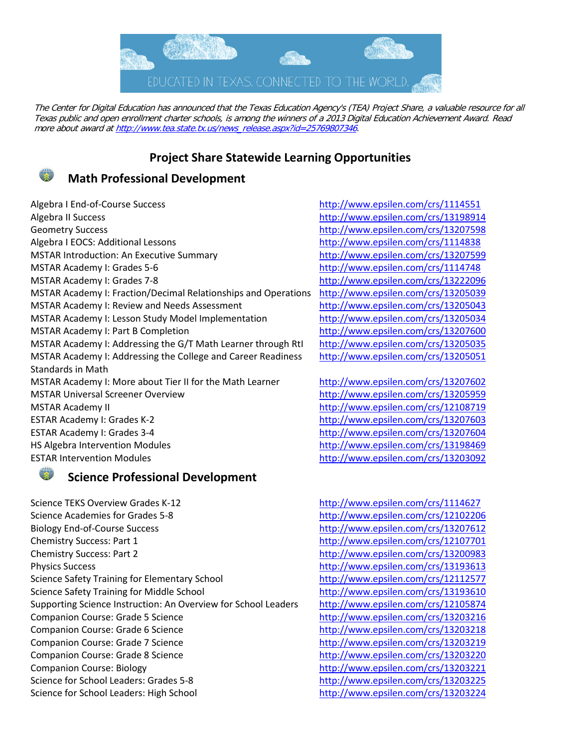EDUCATED IN TEXAS. CONNECTED TO THE WORLD.

*The Center for Digital Education has announced that the Texas Education Agency's (TEA) Project Share, a valuable resource for all Texas public and open enrollment charter schools, is among the winners of a 2013 Digital Education Achievement Award. Read more about award at [http://www.tea.state.tx.us/news_release.aspx?id=25769807346](http://www.tea.state.tx.us/news_release.aspx?id=25769807346).*

## Project Share Statewide Learning Opportunities

### Math Professional Development

| | |
|---|---|
| Algebra I End-of-Course Success | http://www.epsilen.com/crs/1114551 |
| Algebra II Success | http://www.epsilen.com/crs/13198914 |
| Geometry Success | http://www.epsilen.com/crs/13207598 |
| Algebra I EOCS: Additional Lessons | http://www.epsilen.com/crs/1114838 |
| MSTAR Introduction: An Executive Summary | http://www.epsilen.com/crs/13207599 |
| MSTAR Academy I: Grades 5-6 | http://www.epsilen.com/crs/1114748 |
| MSTAR Academy I: Grades 7-8 | http://www.epsilen.com/crs/13222096 |
| MSTAR Academy I: Fraction/Decimal Relationships and Operations | http://www.epsilen.com/crs/13205039 |
| MSTAR Academy I: Review and Needs Assessment | http://www.epsilen.com/crs/13205043 |
| MSTAR Academy I: Lesson Study Model Implementation | http://www.epsilen.com/crs/13205034 |
| MSTAR Academy I: Part B Completion | http://www.epsilen.com/crs/13207600 |
| MSTAR Academy I: Addressing the G/T Math Learner through RtI | http://www.epsilen.com/crs/13205035 |
| MSTAR Academy I: Addressing the College and Career Readiness Standards in Math | http://www.epsilen.com/crs/13205051 |
| MSTAR Academy I: More about Tier II for the Math Learner | http://www.epsilen.com/crs/13207602 |
| MSTAR Universal Screener Overview | http://www.epsilen.com/crs/13205959 |
| MSTAR Academy II | http://www.epsilen.com/crs/12108719 |
| ESTAR Academy I: Grades K-2 | http://www.epsilen.com/crs/13207603 |
| ESTAR Academy I: Grades 3-4 | http://www.epsilen.com/crs/13207604 |
| HS Algebra Intervention Modules | http://www.epsilen.com/crs/13198469 |
| ESTAR Intervention Modules | http://www.epsilen.com/crs/13203092 |

### Science Professional Development

| | |
|---|---|
| Science TEKS Overview Grades K-12 | http://www.epsilen.com/crs/1114627 |
| Science Academies for Grades 5-8 | http://www.epsilen.com/crs/12102206 |
| Biology End-of-Course Success | http://www.epsilen.com/crs/13207612 |
| Chemistry Success: Part 1 | http://www.epsilen.com/crs/12107701 |
| Chemistry Success: Part 2 | http://www.epsilen.com/crs/13200983 |
| Physics Success | http://www.epsilen.com/crs/13193613 |
| Science Safety Training for Elementary School | http://www.epsilen.com/crs/12112577 |
| Science Safety Training for Middle School | http://www.epsilen.com/crs/13193610 |
| Supporting Science Instruction: An Overview for School Leaders | http://www.epsilen.com/crs/12105874 |
| Companion Course: Grade 5 Science | http://www.epsilen.com/crs/13203216 |
| Companion Course: Grade 6 Science | http://www.epsilen.com/crs/13203218 |
| Companion Course: Grade 7 Science | http://www.epsilen.com/crs/13203219 |
| Companion Course: Grade 8 Science | http://www.epsilen.com/crs/13203220 |
| Companion Course: Biology | http://www.epsilen.com/crs/13203221 |
| Science for School Leaders: Grades 5-8 | http://www.epsilen.com/crs/13203225 |
| Science for School Leaders: High School | http://www.epsilen.com/crs/13203224 |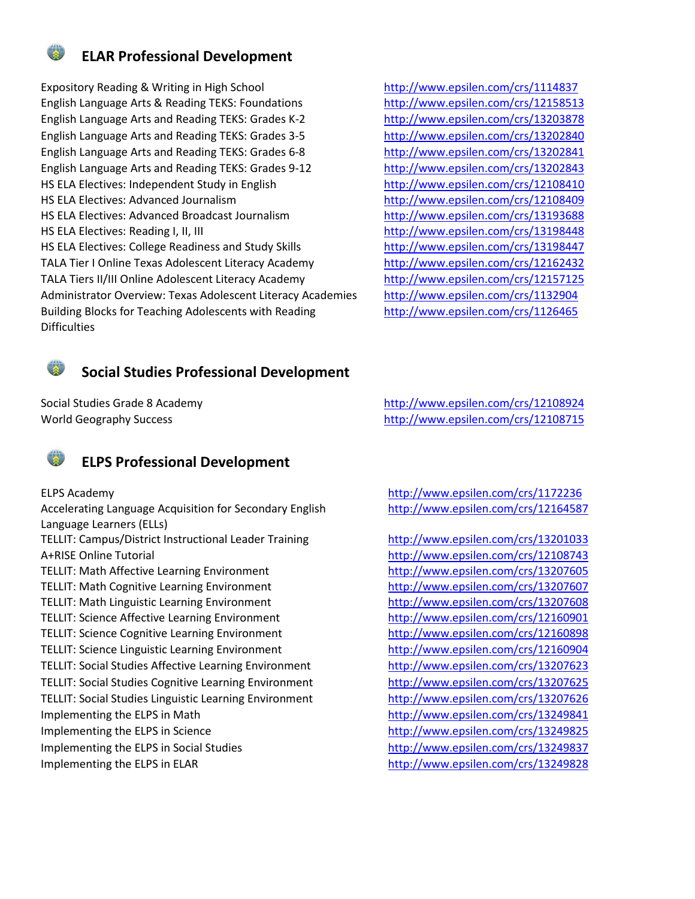## ELAR Professional Development

| | |
|---|---|
| Expository Reading & Writing in High School | http://www.epsilen.com/crs/1114837 |
| English Language Arts & Reading TEKS: Foundations | http://www.epsilen.com/crs/12158513 |
| English Language Arts and Reading TEKS: Grades K-2 | http://www.epsilen.com/crs/13203878 |
| English Language Arts and Reading TEKS: Grades 3-5 | http://www.epsilen.com/crs/13202840 |
| English Language Arts and Reading TEKS: Grades 6-8 | http://www.epsilen.com/crs/13202841 |
| English Language Arts and Reading TEKS: Grades 9-12 | http://www.epsilen.com/crs/13202843 |
| HS ELA Electives: Independent Study in English | http://www.epsilen.com/crs/12108410 |
| HS ELA Electives: Advanced Journalism | http://www.epsilen.com/crs/12108409 |
| HS ELA Electives: Advanced Broadcast Journalism | http://www.epsilen.com/crs/13193688 |
| HS ELA Electives: Reading I, II, III | http://www.epsilen.com/crs/13198448 |
| HS ELA Electives: College Readiness and Study Skills | http://www.epsilen.com/crs/13198447 |
| TALA Tier I Online Texas Adolescent Literacy Academy | http://www.epsilen.com/crs/12162432 |
| TALA Tiers II/III Online Adolescent Literacy Academy | http://www.epsilen.com/crs/12157125 |
| Administrator Overview: Texas Adolescent Literacy Academies | http://www.epsilen.com/crs/1132904 |
| Building Blocks for Teaching Adolescents with Reading Difficulties | http://www.epsilen.com/crs/1126465 |

## Social Studies Professional Development

| | |
|---|---|
| Social Studies Grade 8 Academy | http://www.epsilen.com/crs/12108924 |
| World Geography Success | http://www.epsilen.com/crs/12108715 |

## ELPS Professional Development

| | |
|---|---|
| ELPS Academy | http://www.epsilen.com/crs/1172236 |
| Accelerating Language Acquisition for Secondary English Language Learners (ELLs) | http://www.epsilen.com/crs/12164587 |
| TELLIT: Campus/District Instructional Leader Training | http://www.epsilen.com/crs/13201033 |
| A+RISE Online Tutorial | http://www.epsilen.com/crs/12108743 |
| TELLIT: Math Affective Learning Environment | http://www.epsilen.com/crs/13207605 |
| TELLIT: Math Cognitive Learning Environment | http://www.epsilen.com/crs/13207607 |
| TELLIT: Math Linguistic Learning Environment | http://www.epsilen.com/crs/13207608 |
| TELLIT: Science Affective Learning Environment | http://www.epsilen.com/crs/12160901 |
| TELLIT: Science Cognitive Learning Environment | http://www.epsilen.com/crs/12160898 |
| TELLIT: Science Linguistic Learning Environment | http://www.epsilen.com/crs/12160904 |
| TELLIT: Social Studies Affective Learning Environment | http://www.epsilen.com/crs/13207623 |
| TELLIT: Social Studies Cognitive Learning Environment | http://www.epsilen.com/crs/13207625 |
| TELLIT: Social Studies Linguistic Learning Environment | http://www.epsilen.com/crs/13207626 |
| Implementing the ELPS in Math | http://www.epsilen.com/crs/13249841 |
| Implementing the ELPS in Science | http://www.epsilen.com/crs/13249825 |
| Implementing the ELPS in Social Studies | http://www.epsilen.com/crs/13249837 |
| Implementing the ELPS in ELAR | http://www.epsilen.com/crs/13249828 |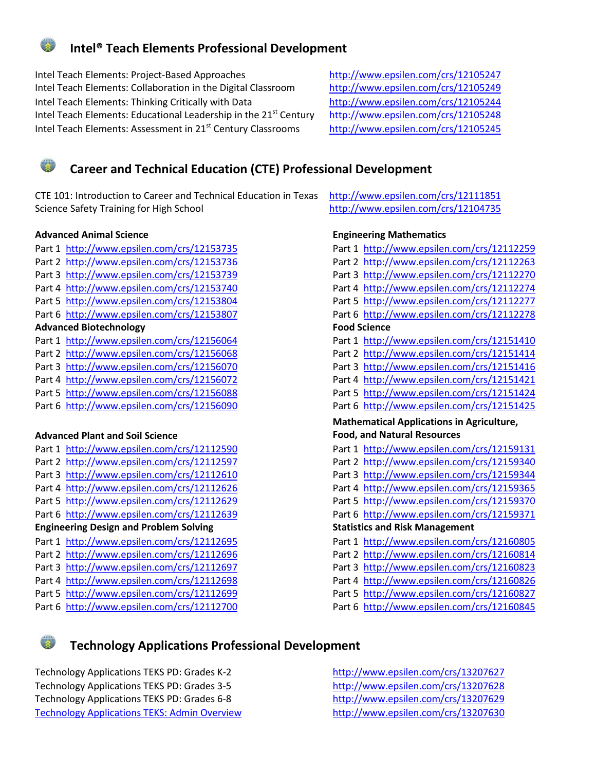## Intel® Teach Elements Professional Development

Intel Teach Elements: Project-Based Approaches http://www.epsilen.com/crs/12105247
Intel Teach Elements: Collaboration in the Digital Classroom http://www.epsilen.com/crs/12105249
Intel Teach Elements: Thinking Critically with Data http://www.epsilen.com/crs/12105244
Intel Teach Elements: Educational Leadership in the 21st Century http://www.epsilen.com/crs/12105248
Intel Teach Elements: Assessment in 21st Century Classrooms http://www.epsilen.com/crs/12105245

## Career and Technical Education (CTE) Professional Development

CTE 101: Introduction to Career and Technical Education in Texas http://www.epsilen.com/crs/12111851
Science Safety Training for High School http://www.epsilen.com/crs/12104735

**Advanced Animal Science**

Part 1 http://www.epsilen.com/crs/12153735
Part 2 http://www.epsilen.com/crs/12153736
Part 3 http://www.epsilen.com/crs/12153739
Part 4 http://www.epsilen.com/crs/12153740
Part 5 http://www.epsilen.com/crs/12153804
Part 6 http://www.epsilen.com/crs/12153807

**Advanced Biotechnology**

Part 1 http://www.epsilen.com/crs/12156064
Part 2 http://www.epsilen.com/crs/12156068
Part 3 http://www.epsilen.com/crs/12156070
Part 4 http://www.epsilen.com/crs/12156072
Part 5 http://www.epsilen.com/crs/12156088
Part 6 http://www.epsilen.com/crs/12156090

**Advanced Plant and Soil Science**

Part 1 http://www.epsilen.com/crs/12112590
Part 2 http://www.epsilen.com/crs/12112597
Part 3 http://www.epsilen.com/crs/12112610
Part 4 http://www.epsilen.com/crs/12112626
Part 5 http://www.epsilen.com/crs/12112629
Part 6 http://www.epsilen.com/crs/12112639

**Engineering Design and Problem Solving**

Part 1 http://www.epsilen.com/crs/12112695
Part 2 http://www.epsilen.com/crs/12112696
Part 3 http://www.epsilen.com/crs/12112697
Part 4 http://www.epsilen.com/crs/12112698
Part 5 http://www.epsilen.com/crs/12112699
Part 6 http://www.epsilen.com/crs/12112700

**Engineering Mathematics**

Part 1 http://www.epsilen.com/crs/12112259
Part 2 http://www.epsilen.com/crs/12112263
Part 3 http://www.epsilen.com/crs/12112270
Part 4 http://www.epsilen.com/crs/12112274
Part 5 http://www.epsilen.com/crs/12112277
Part 6 http://www.epsilen.com/crs/12112278

**Food Science**

Part 1 http://www.epsilen.com/crs/12151410
Part 2 http://www.epsilen.com/crs/12151414
Part 3 http://www.epsilen.com/crs/12151416
Part 4 http://www.epsilen.com/crs/12151421
Part 5 http://www.epsilen.com/crs/12151424
Part 6 http://www.epsilen.com/crs/12151425

**Mathematical Applications in Agriculture, Food, and Natural Resources**

Part 1 http://www.epsilen.com/crs/12159131
Part 2 http://www.epsilen.com/crs/12159340
Part 3 http://www.epsilen.com/crs/12159344
Part 4 http://www.epsilen.com/crs/12159365
Part 5 http://www.epsilen.com/crs/12159370
Part 6 http://www.epsilen.com/crs/12159371

**Statistics and Risk Management**

Part 1 http://www.epsilen.com/crs/12160805
Part 2 http://www.epsilen.com/crs/12160814
Part 3 http://www.epsilen.com/crs/12160823
Part 4 http://www.epsilen.com/crs/12160826
Part 5 http://www.epsilen.com/crs/12160827
Part 6 http://www.epsilen.com/crs/12160845

## Technology Applications Professional Development

Technology Applications TEKS PD: Grades K-2 http://www.epsilen.com/crs/13207627
Technology Applications TEKS PD: Grades 3-5 http://www.epsilen.com/crs/13207628
Technology Applications TEKS PD: Grades 6-8 http://www.epsilen.com/crs/13207629
Technology Applications TEKS: Admin Overview http://www.epsilen.com/crs/13207630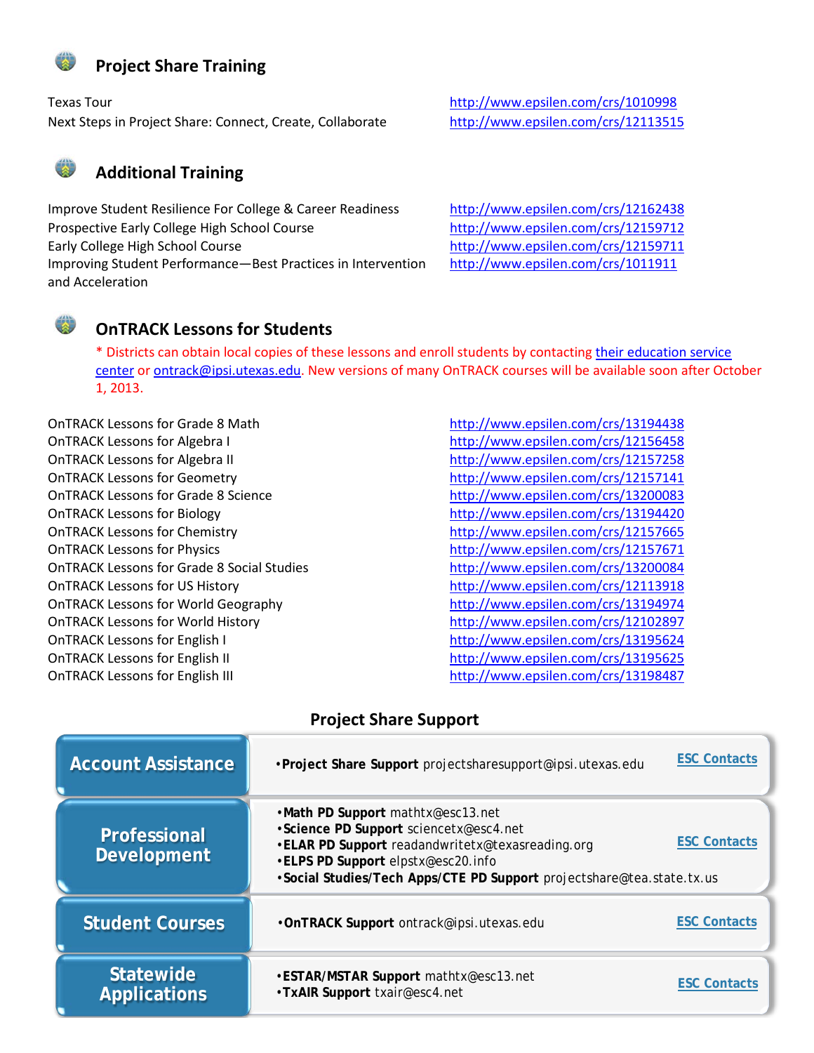## Project Share Training

| | |
|---|---|
| Texas Tour | http://www.epsilen.com/crs/1010998 |
| Next Steps in Project Share: Connect, Create, Collaborate | http://www.epsilen.com/crs/12113515 |

## Additional Training

| | |
|---|---|
| Improve Student Resilience For College & Career Readiness | http://www.epsilen.com/crs/12162438 |
| Prospective Early College High School Course | http://www.epsilen.com/crs/12159712 |
| Early College High School Course | http://www.epsilen.com/crs/12159711 |
| Improving Student Performance—Best Practices in Intervention and Acceleration | http://www.epsilen.com/crs/1011911 |

## OnTRACK Lessons for Students

* Districts can obtain local copies of these lessons and enroll students by contacting their education service center or ontrack@ipsi.utexas.edu. New versions of many OnTRACK courses will be available soon after October 1, 2013.

| | |
|---|---|
| OnTRACK Lessons for Grade 8 Math | http://www.epsilen.com/crs/13194438 |
| OnTRACK Lessons for Algebra I | http://www.epsilen.com/crs/12156458 |
| OnTRACK Lessons for Algebra II | http://www.epsilen.com/crs/12157258 |
| OnTRACK Lessons for Geometry | http://www.epsilen.com/crs/12157141 |
| OnTRACK Lessons for Grade 8 Science | http://www.epsilen.com/crs/13200083 |
| OnTRACK Lessons for Biology | http://www.epsilen.com/crs/13194420 |
| OnTRACK Lessons for Chemistry | http://www.epsilen.com/crs/12157665 |
| OnTRACK Lessons for Physics | http://www.epsilen.com/crs/12157671 |
| OnTRACK Lessons for Grade 8 Social Studies | http://www.epsilen.com/crs/13200084 |
| OnTRACK Lessons for US History | http://www.epsilen.com/crs/12113918 |
| OnTRACK Lessons for World Geography | http://www.epsilen.com/crs/13194974 |
| OnTRACK Lessons for World History | http://www.epsilen.com/crs/12102897 |
| OnTRACK Lessons for English I | http://www.epsilen.com/crs/13195624 |
| OnTRACK Lessons for English II | http://www.epsilen.com/crs/13195625 |
| OnTRACK Lessons for English III | http://www.epsilen.com/crs/13198487 |

## Project Share Support

| | | |
|---|---|---|
| **Account Assistance** | • **Project Share Support** projectsharesupport@ipsi.utexas.edu | ESC Contacts |
| **Professional Development** | • **Math PD Support** mathtx@esc13.net<br>• **Science PD Support** sciencetx@esc4.net<br>• **ELAR PD Support** readandwritetx@texasreading.org<br>• **ELPS PD Support** elpstx@esc20.info<br>• **Social Studies/Tech Apps/CTE PD Support** projectshare@tea.state.tx.us | ESC Contacts |
| **Student Courses** | • **OnTRACK Support** ontrack@ipsi.utexas.edu | ESC Contacts |
| **Statewide Applications** | • **ESTAR/MSTAR Support** mathtx@esc13.net<br>• **TxAIR Support** txair@esc4.net | ESC Contacts |